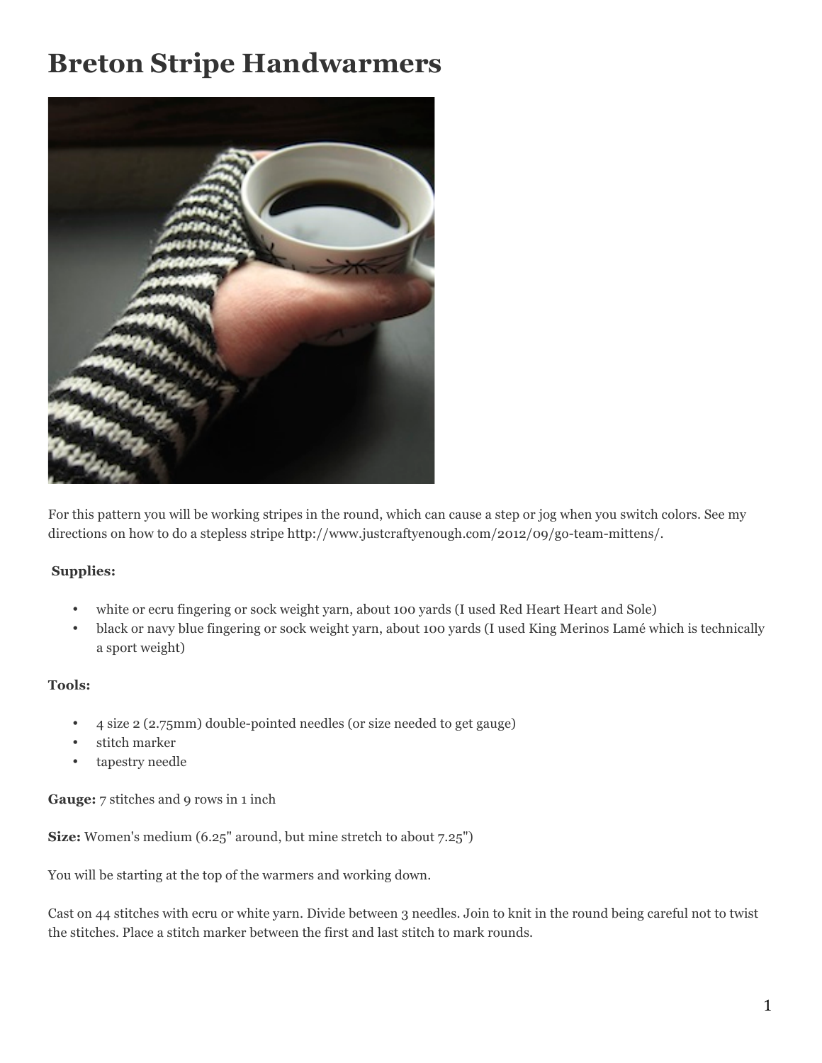# Breton Stripe Handwarmers

For this pattern you will be working stripes in the round, which can cause a step or jog when you switch colors. See my directions on how to do a stepless stripe http://www.justcraftyenough.com/2012/09/go-team-mittens/.

**Supplies:**

- white or ecru fingering or sock weight yarn, about 100 yards (I used Red Heart Heart and Sole)
- black or navy blue fingering or sock weight yarn, about 100 yards (I used King Merinos Lamé which is technically a sport weight)

**Tools:**

- 4 size 2 (2.75mm) double-pointed needles (or size needed to get gauge)
- stitch marker
- tapestry needle

**Gauge:** 7 stitches and 9 rows in 1 inch

**Size:** Women's medium (6.25" around, but mine stretch to about 7.25")

You will be starting at the top of the warmers and working down.

Cast on 44 stitches with ecru or white yarn. Divide between 3 needles. Join to knit in the round being careful not to twist the stitches. Place a stitch marker between the first and last stitch to mark rounds.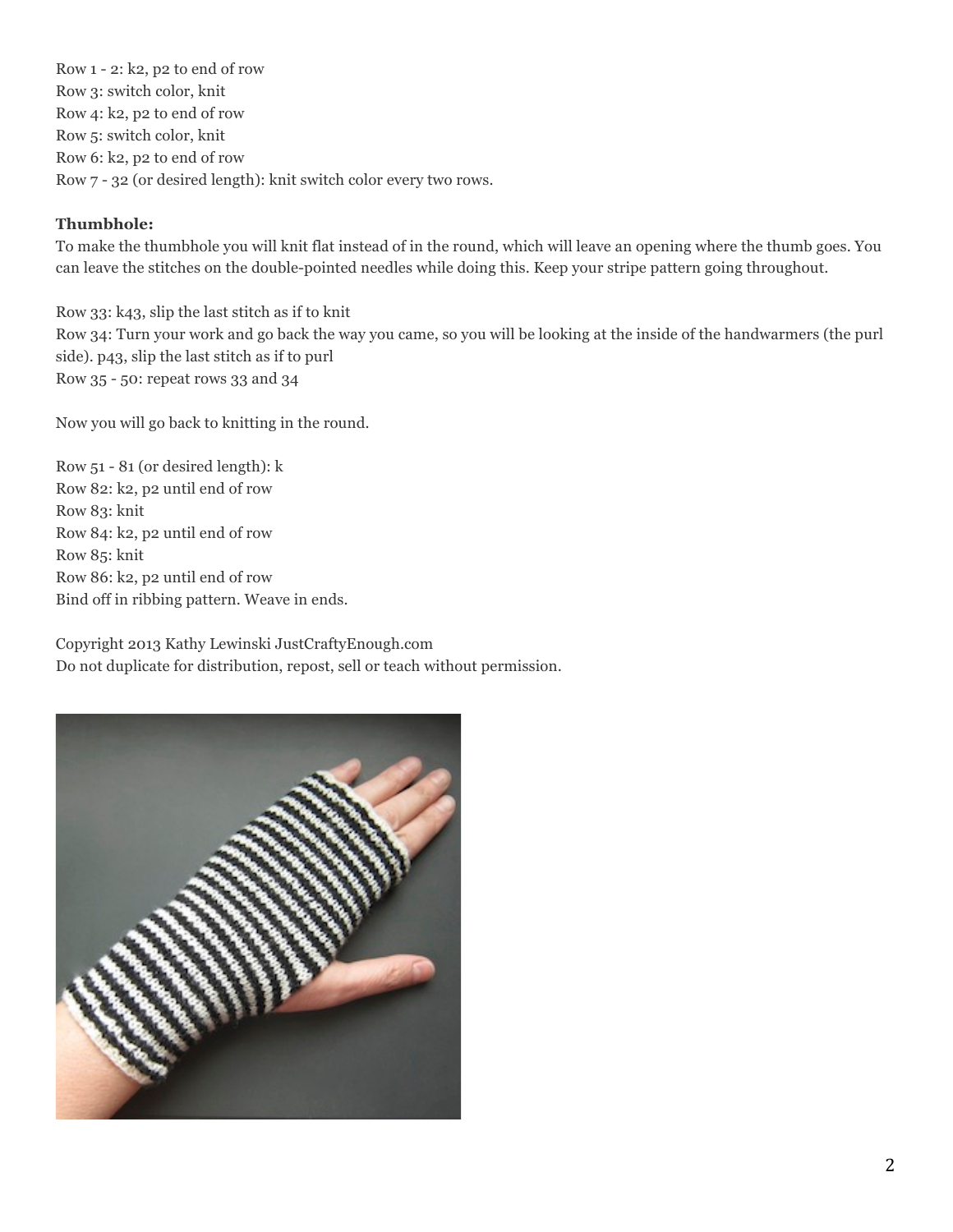Row 1 - 2: k2, p2 to end of row
Row 3: switch color, knit
Row 4: k2, p2 to end of row
Row 5: switch color, knit
Row 6: k2, p2 to end of row
Row 7 - 32 (or desired length): knit switch color every two rows.

**Thumbhole:**
To make the thumbhole you will knit flat instead of in the round, which will leave an opening where the thumb goes. You can leave the stitches on the double-pointed needles while doing this. Keep your stripe pattern going throughout.

Row 33: k43, slip the last stitch as if to knit
Row 34: Turn your work and go back the way you came, so you will be looking at the inside of the handwarmers (the purl side). p43, slip the last stitch as if to purl
Row 35 - 50: repeat rows 33 and 34

Now you will go back to knitting in the round.

Row 51 - 81 (or desired length): k
Row 82: k2, p2 until end of row
Row 83: knit
Row 84: k2, p2 until end of row
Row 85: knit
Row 86: k2, p2 until end of row
Bind off in ribbing pattern. Weave in ends.

Copyright 2013 Kathy Lewinski JustCraftyEnough.com
Do not duplicate for distribution, repost, sell or teach without permission.